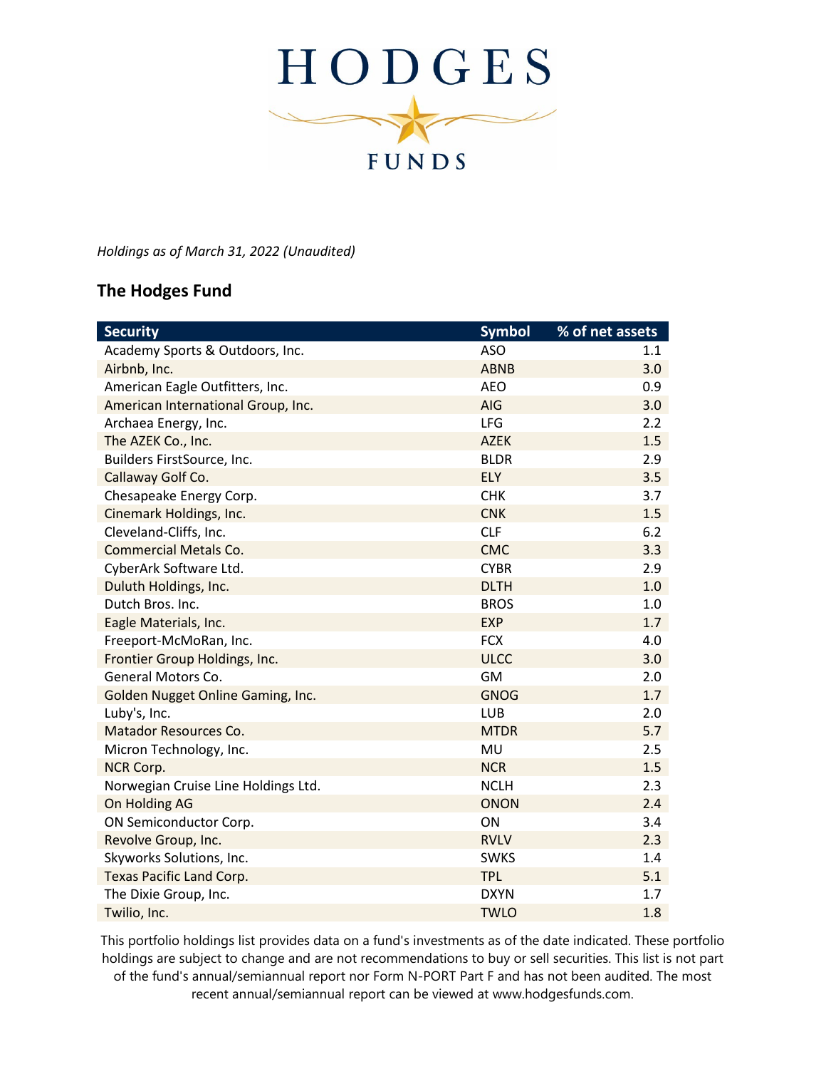# HODGES FUNDS

*Holdings as of March 31, 2022 (Unaudited)*

## The Hodges Fund

| Security | Symbol | % of net assets |
|---|---|---|
| Academy Sports & Outdoors, Inc. | ASO | 1.1 |
| Airbnb, Inc. | ABNB | 3.0 |
| American Eagle Outfitters, Inc. | AEO | 0.9 |
| American International Group, Inc. | AIG | 3.0 |
| Archaea Energy, Inc. | LFG | 2.2 |
| The AZEK Co., Inc. | AZEK | 1.5 |
| Builders FirstSource, Inc. | BLDR | 2.9 |
| Callaway Golf Co. | ELY | 3.5 |
| Chesapeake Energy Corp. | CHK | 3.7 |
| Cinemark Holdings, Inc. | CNK | 1.5 |
| Cleveland-Cliffs, Inc. | CLF | 6.2 |
| Commercial Metals Co. | CMC | 3.3 |
| CyberArk Software Ltd. | CYBR | 2.9 |
| Duluth Holdings, Inc. | DLTH | 1.0 |
| Dutch Bros. Inc. | BROS | 1.0 |
| Eagle Materials, Inc. | EXP | 1.7 |
| Freeport-McMoRan, Inc. | FCX | 4.0 |
| Frontier Group Holdings, Inc. | ULCC | 3.0 |
| General Motors Co. | GM | 2.0 |
| Golden Nugget Online Gaming, Inc. | GNOG | 1.7 |
| Luby's, Inc. | LUB | 2.0 |
| Matador Resources Co. | MTDR | 5.7 |
| Micron Technology, Inc. | MU | 2.5 |
| NCR Corp. | NCR | 1.5 |
| Norwegian Cruise Line Holdings Ltd. | NCLH | 2.3 |
| On Holding AG | ONON | 2.4 |
| ON Semiconductor Corp. | ON | 3.4 |
| Revolve Group, Inc. | RVLV | 2.3 |
| Skyworks Solutions, Inc. | SWKS | 1.4 |
| Texas Pacific Land Corp. | TPL | 5.1 |
| The Dixie Group, Inc. | DXYN | 1.7 |
| Twilio, Inc. | TWLO | 1.8 |

This portfolio holdings list provides data on a fund's investments as of the date indicated. These portfolio holdings are subject to change and are not recommendations to buy or sell securities. This list is not part of the fund's annual/semiannual report nor Form N-PORT Part F and has not been audited. The most recent annual/semiannual report can be viewed at www.hodgesfunds.com.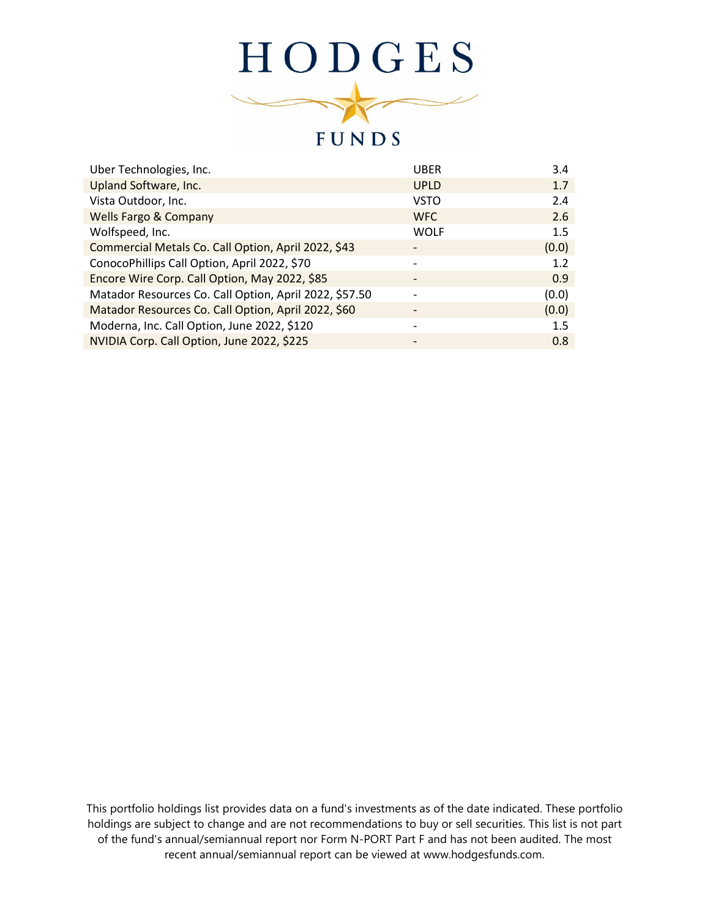| | | |
|---|---|---|
| Uber Technologies, Inc. | UBER | 3.4 |
| Upland Software, Inc. | UPLD | 1.7 |
| Vista Outdoor, Inc. | VSTO | 2.4 |
| Wells Fargo & Company | WFC | 2.6 |
| Wolfspeed, Inc. | WOLF | 1.5 |
| Commercial Metals Co. Call Option, April 2022, $43 | - | (0.0) |
| ConocoPhillips Call Option, April 2022, $70 | - | 1.2 |
| Encore Wire Corp. Call Option, May 2022, $85 | - | 0.9 |
| Matador Resources Co. Call Option, April 2022, $57.50 | - | (0.0) |
| Matador Resources Co. Call Option, April 2022, $60 | - | (0.0) |
| Moderna, Inc. Call Option, June 2022, $120 | - | 1.5 |
| NVIDIA Corp. Call Option, June 2022, $225 | - | 0.8 |

This portfolio holdings list provides data on a fund's investments as of the date indicated. These portfolio holdings are subject to change and are not recommendations to buy or sell securities. This list is not part of the fund's annual/semiannual report nor Form N-PORT Part F and has not been audited. The most recent annual/semiannual report can be viewed at www.hodgesfunds.com.